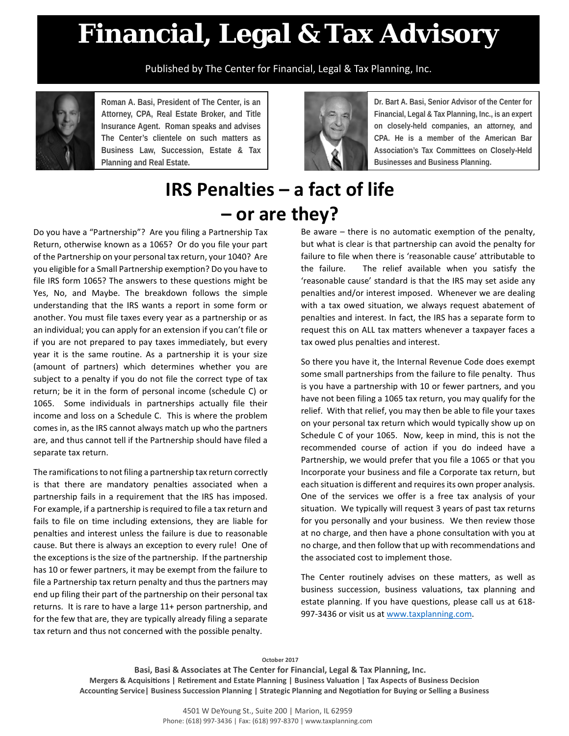# Financial, Legal & Tax Advisory

Published by The Center for Financial, Legal & Tax Planning, Inc.

**Roman A. Basi, President of The Center, is an Attorney, CPA, Real Estate Broker, and Title Insurance Agent. Roman speaks and advises The Center's clientele on such matters as Business Law, Succession, Estate & Tax Planning and Real Estate.**

**Dr. Bart A. Basi, Senior Advisor of the Center for Financial, Legal & Tax Planning, Inc., is an expert on closely-held companies, an attorney, and CPA. He is a member of the American Bar Association's Tax Committees on Closely-Held Businesses and Business Planning.**

## IRS Penalties – a fact of life – or are they?

Do you have a "Partnership"? Are you filing a Partnership Tax Return, otherwise known as a 1065? Or do you file your part of the Partnership on your personal tax return, your 1040? Are you eligible for a Small Partnership exemption? Do you have to file IRS form 1065? The answers to these questions might be Yes, No, and Maybe. The breakdown follows the simple understanding that the IRS wants a report in some form or another. You must file taxes every year as a partnership or as an individual; you can apply for an extension if you can't file or if you are not prepared to pay taxes immediately, but every year it is the same routine. As a partnership it is your size (amount of partners) which determines whether you are subject to a penalty if you do not file the correct type of tax return; be it in the form of personal income (schedule C) or 1065. Some individuals in partnerships actually file their income and loss on a Schedule C. This is where the problem comes in, as the IRS cannot always match up who the partners are, and thus cannot tell if the Partnership should have filed a separate tax return.

The ramifications to not filing a partnership tax return correctly is that there are mandatory penalties associated when a partnership fails in a requirement that the IRS has imposed. For example, if a partnership is required to file a tax return and fails to file on time including extensions, they are liable for penalties and interest unless the failure is due to reasonable cause. But there is always an exception to every rule! One of the exceptions is the size of the partnership. If the partnership has 10 or fewer partners, it may be exempt from the failure to file a Partnership tax return penalty and thus the partners may end up filing their part of the partnership on their personal tax returns. It is rare to have a large 11+ person partnership, and for the few that are, they are typically already filing a separate tax return and thus not concerned with the possible penalty.

Be aware – there is no automatic exemption of the penalty, but what is clear is that partnership can avoid the penalty for failure to file when there is 'reasonable cause' attributable to the failure. The relief available when you satisfy the 'reasonable cause' standard is that the IRS may set aside any penalties and/or interest imposed. Whenever we are dealing with a tax owed situation, we always request abatement of penalties and interest. In fact, the IRS has a separate form to request this on ALL tax matters whenever a taxpayer faces a tax owed plus penalties and interest.

So there you have it, the Internal Revenue Code does exempt some small partnerships from the failure to file penalty. Thus is you have a partnership with 10 or fewer partners, and you have not been filing a 1065 tax return, you may qualify for the relief. With that relief, you may then be able to file your taxes on your personal tax return which would typically show up on Schedule C of your 1065. Now, keep in mind, this is not the recommended course of action if you do indeed have a Partnership, we would prefer that you file a 1065 or that you Incorporate your business and file a Corporate tax return, but each situation is different and requires its own proper analysis. One of the services we offer is a free tax analysis of your situation. We typically will request 3 years of past tax returns for you personally and your business. We then review those at no charge, and then have a phone consultation with you at no charge, and then follow that up with recommendations and the associated cost to implement those.

The Center routinely advises on these matters, as well as business succession, business valuations, tax planning and estate planning. If you have questions, please call us at 618-997-3436 or visit us at www.taxplanning.com.

October 2017

**Basi, Basi & Associates at The Center for Financial, Legal & Tax Planning, Inc.**

**Mergers & Acquisitions | Retirement and Estate Planning | Business Valuation | Tax Aspects of Business Decision Accounting Service| Business Succession Planning | Strategic Planning and Negotiation for Buying or Selling a Business**

4501 W DeYoung St., Suite 200 | Marion, IL 62959
Phone: (618) 997-3436 | Fax: (618) 997-8370 | www.taxplanning.com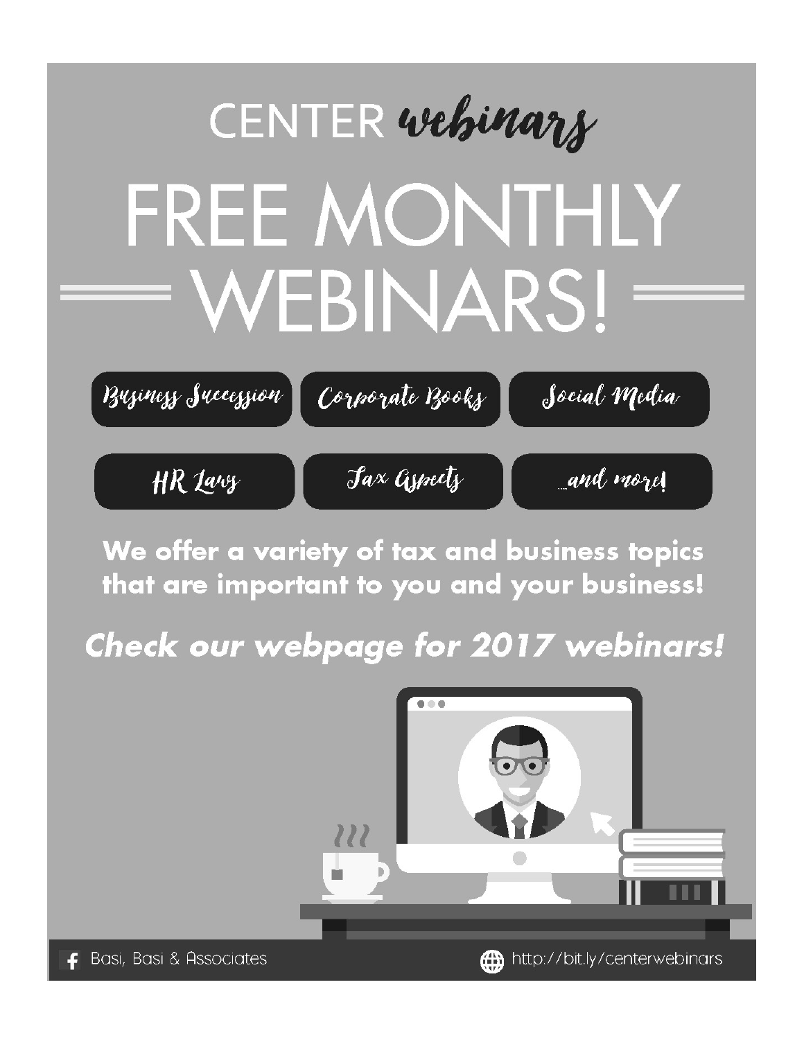# CENTER *webinars*

# FREE MONTHLY WEBINARS!

- *Business Succession*
- *Corporate Books*
- *Social Media*
- *HR Laws*
- *Tax Aspects*
- *...and more!*

**We offer a variety of tax and business topics that are important to you and your business!**

***Check our webpage for 2017 webinars!***

Basi, Basi & Associates

http://bit.ly/centerwebinars